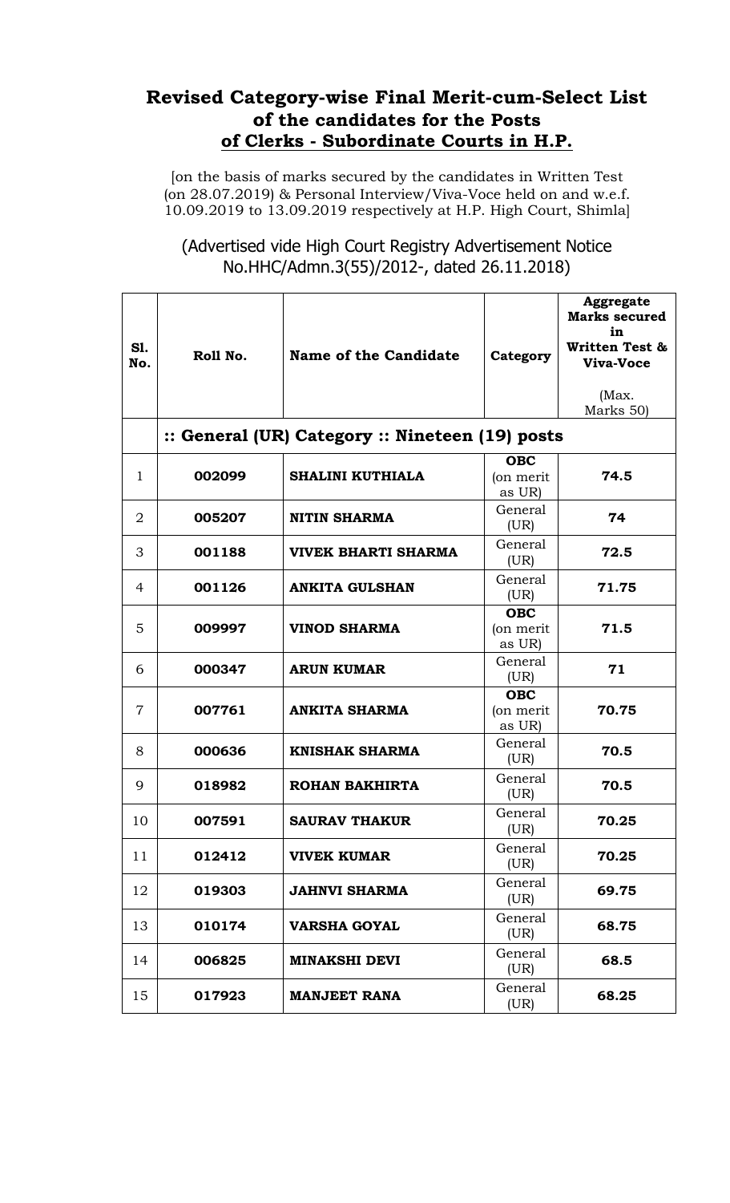# Revised Category-wise Final Merit-cum-Select List of the candidates for the Posts of Clerks - Subordinate Courts in H.P.

[on the basis of marks secured by the candidates in Written Test (on 28.07.2019) & Personal Interview/Viva-Voce held on and w.e.f. 10.09.2019 to 13.09.2019 respectively at H.P. High Court, Shimla]

(Advertised vide High Court Registry Advertisement Notice No.HHC/Admn.3(55)/2012-, dated 26.11.2018)

| Sl. No. | Roll No. | Name of the Candidate | Category | Aggregate Marks secured in Written Test & Viva-Voce (Max. Marks 50) |
|---|---|---|---|---|
| | **:: General (UR) Category :: Nineteen (19) posts** | | | |
| 1 | **002099** | **SHALINI KUTHIALA** | **OBC** (on merit as UR) | **74.5** |
| 2 | **005207** | **NITIN SHARMA** | General (UR) | **74** |
| 3 | **001188** | **VIVEK BHARTI SHARMA** | General (UR) | **72.5** |
| 4 | **001126** | **ANKITA GULSHAN** | General (UR) | **71.75** |
| 5 | **009997** | **VINOD SHARMA** | **OBC** (on merit as UR) | **71.5** |
| 6 | **000347** | **ARUN KUMAR** | General (UR) | **71** |
| 7 | **007761** | **ANKITA SHARMA** | **OBC** (on merit as UR) | **70.75** |
| 8 | **000636** | **KNISHAK SHARMA** | General (UR) | **70.5** |
| 9 | **018982** | **ROHAN BAKHIRTA** | General (UR) | **70.5** |
| 10 | **007591** | **SAURAV THAKUR** | General (UR) | **70.25** |
| 11 | **012412** | **VIVEK KUMAR** | General (UR) | **70.25** |
| 12 | **019303** | **JAHNVI SHARMA** | General (UR) | **69.75** |
| 13 | **010174** | **VARSHA GOYAL** | General (UR) | **68.75** |
| 14 | **006825** | **MINAKSHI DEVI** | General (UR) | **68.5** |
| 15 | **017923** | **MANJEET RANA** | General (UR) | **68.25** |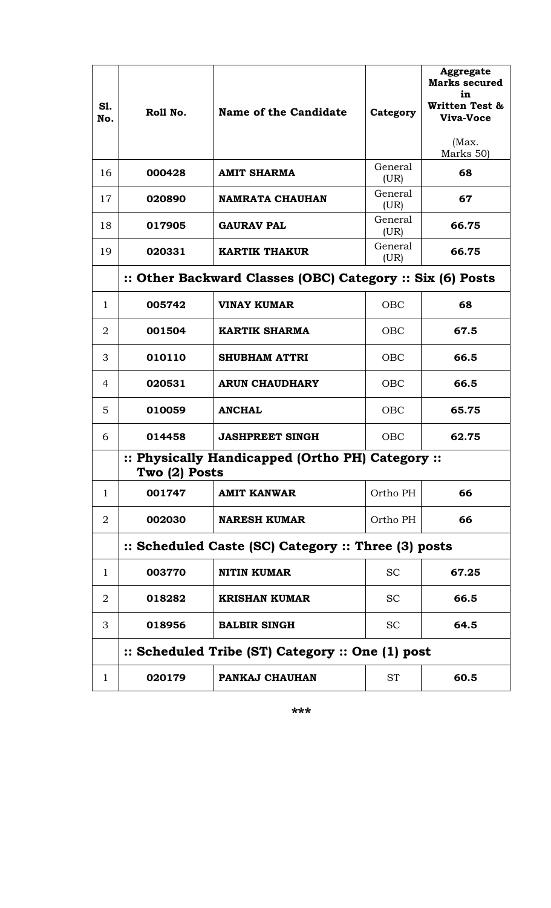| Sl. No. | Roll No. | Name of the Candidate | Category | Aggregate Marks secured in Written Test & Viva-Voce (Max. Marks 50) |
|---|---|---|---|---|
| 16 | **000428** | **AMIT SHARMA** | General (UR) | **68** |
| 17 | **020890** | **NAMRATA CHAUHAN** | General (UR) | **67** |
| 18 | **017905** | **GAURAV PAL** | General (UR) | **66.75** |
| 19 | **020331** | **KARTIK THAKUR** | General (UR) | **66.75** |
| | **:: Other Backward Classes (OBC) Category :: Six (6) Posts** | | | |
| 1 | **005742** | **VINAY KUMAR** | OBC | **68** |
| 2 | **001504** | **KARTIK SHARMA** | OBC | **67.5** |
| 3 | **010110** | **SHUBHAM ATTRI** | OBC | **66.5** |
| 4 | **020531** | **ARUN CHAUDHARY** | OBC | **66.5** |
| 5 | **010059** | **ANCHAL** | OBC | **65.75** |
| 6 | **014458** | **JASHPREET SINGH** | OBC | **62.75** |
| | **:: Physically Handicapped (Ortho PH) Category :: Two (2) Posts** | | | |
| 1 | **001747** | **AMIT KANWAR** | Ortho PH | **66** |
| 2 | **002030** | **NARESH KUMAR** | Ortho PH | **66** |
| | **:: Scheduled Caste (SC) Category :: Three (3) posts** | | | |
| 1 | **003770** | **NITIN KUMAR** | SC | **67.25** |
| 2 | **018282** | **KRISHAN KUMAR** | SC | **66.5** |
| 3 | **018956** | **BALBIR SINGH** | SC | **64.5** |
| | **:: Scheduled Tribe (ST) Category :: One (1) post** | | | |
| 1 | **020179** | **PANKAJ CHAUHAN** | ST | **60.5** |

***